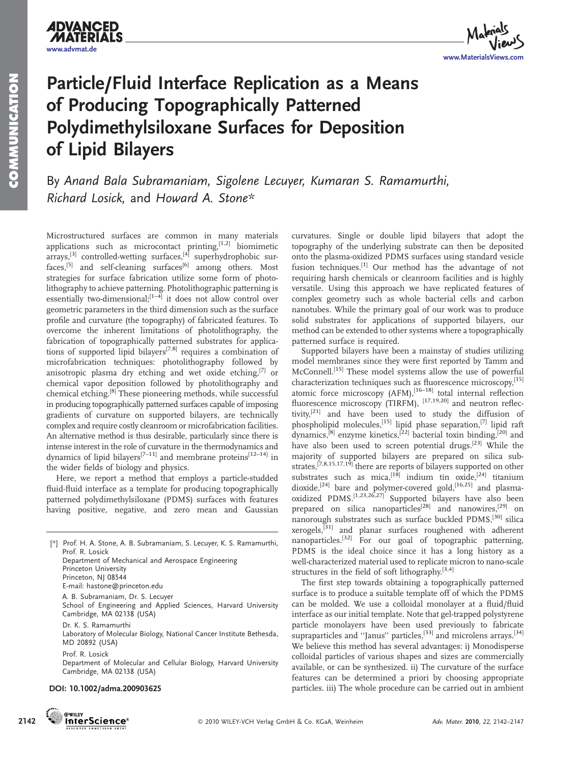# Particle/Fluid Interface Replication as a Means of Producing Topographically Patterned Polydimethylsiloxane Surfaces for Deposition of Lipid Bilayers

By *Anand Bala Subramaniam, Sigolene Lecuyer, Kumaran S. Ramamurthi, Richard Losick,* and *Howard A. Stone**

Microstructured surfaces are common in many materials applications such as microcontact printing,[1,2] biomimetic arrays,[3] controlled-wetting surfaces,[4] superhydrophobic surfaces,[5] and self-cleaning surfaces[6] among others. Most strategies for surface fabrication utilize some form of photolithography to achieve patterning. Photolithographic patterning is essentially two-dimensional;[1–4] it does not allow control over geometric parameters in the third dimension such as the surface profile and curvature (the topography) of fabricated features. To overcome the inherent limitations of photolithography, the fabrication of topographically patterned substrates for applications of supported lipid bilayers[7,8] requires a combination of microfabrication techniques: photolithography followed by anisotropic plasma dry etching and wet oxide etching,[7] or chemical vapor deposition followed by photolithography and chemical etching.[8] These pioneering methods, while successful in producing topographically patterned surfaces capable of imposing gradients of curvature on supported bilayers, are technically complex and require costly cleanroom or microfabrication facilities. An alternative method is thus desirable, particularly since there is intense interest in the role of curvature in the thermodynamics and dynamics of lipid bilayers[7–11] and membrane proteins[12–14] in the wider fields of biology and physics.

Here, we report a method that employs a particle-studded fluid-fluid interface as a template for producing topographically patterned polydimethylsiloxane (PDMS) surfaces with features having positive, negative, and zero mean and Gaussian curvatures. Single or double lipid bilayers that adopt the topography of the underlying substrate can then be deposited onto the plasma-oxidized PDMS surfaces using standard vesicle fusion techniques.[1] Our method has the advantage of not requiring harsh chemicals or cleanroom facilities and is highly versatile. Using this approach we have replicated features of complex geometry such as whole bacterial cells and carbon nanotubes. While the primary goal of our work was to produce solid substrates for applications of supported bilayers, our method can be extended to other systems where a topographically patterned surface is required.

Supported bilayers have been a mainstay of studies utilizing model membranes since they were first reported by Tamm and McConnell.[15] These model systems allow the use of powerful characterization techniques such as fluorescence microscopy,[15] atomic force microscopy (AFM),[16–18] total internal reflection fluorescence microscopy (TIRFM), [17,19,20] and neutron reflectivity,[21] and have been used to study the diffusion of phospholipid molecules,[15] lipid phase separation,[7] lipid raft dynamics,[8] enzyme kinetics,[22] bacterial toxin binding,[20] and have also been used to screen potential drugs.[23] While the majority of supported bilayers are prepared on silica substrates,[7,8,15,17,19] there are reports of bilayers supported on other substrates such as mica,[18] indium tin oxide,[24] titanium dioxide,[24] bare and polymer-covered gold,[16,25] and plasma-oxidized PDMS.[1,23,26,27] Supported bilayers have also been prepared on silica nanoparticles[28] and nanowires,[29] on nanorough substrates such as surface buckled PDMS,[30] silica xerogels,[31] and planar surfaces roughened with adherent nanoparticles.[32] For our goal of topographic patterning, PDMS is the ideal choice since it has a long history as a well-characterized material used to replicate micron to nano-scale structures in the field of soft lithography.[3,4]

The first step towards obtaining a topographically patterned surface is to produce a suitable template off of which the PDMS can be molded. We use a colloidal monolayer at a fluid/fluid interface as our initial template. Note that gel-trapped polystyrene particle monolayers have been used previously to fabricate supraparticles and "Janus" particles,[33] and microlens arrays.[34] We believe this method has several advantages: i) Monodisperse colloidal particles of various shapes and sizes are commercially available, or can be synthesized. ii) The curvature of the surface features can be determined a priori by choosing appropriate particles. iii) The whole procedure can be carried out in ambient

---

[*] Prof. H. A. Stone, A. B. Subramaniam, S. Lecuyer, K. S. Ramamurthi, Prof. R. Losick
Department of Mechanical and Aerospace Engineering
Princeton University
Princeton, NJ 08544
E-mail: hastone@princeton.edu

A. B. Subramaniam, Dr. S. Lecuyer
School of Engineering and Applied Sciences, Harvard University
Cambridge, MA 02138 (USA)

Dr. K. S. Ramamurthi
Laboratory of Molecular Biology, National Cancer Institute Bethesda, MD 20892 (USA)

Prof. R. Losick
Department of Molecular and Cellular Biology, Harvard University
Cambridge, MA 02138 (USA)

**DOI: 10.1002/adma.200903625**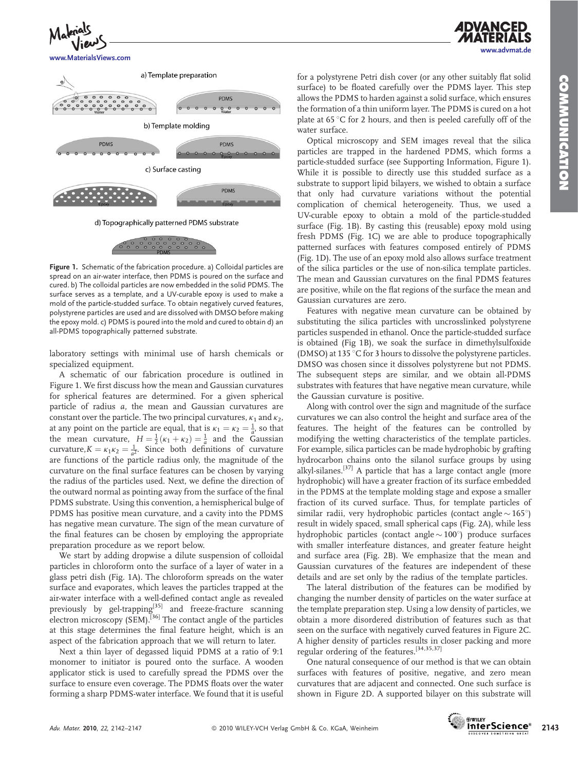Figure 1. Schematic of the fabrication procedure. a) Colloidal particles are spread on an air-water interface, then PDMS is poured on the surface and cured. b) The colloidal particles are now embedded in the solid PDMS. The surface serves as a template, and a UV-curable epoxy is used to make a mold of the particle-studded surface. To obtain negatively curved features, polystyrene particles are used and are dissolved with DMSO before making the epoxy mold. c) PDMS is poured into the mold and cured to obtain d) an all-PDMS topographically patterned substrate.

laboratory settings with minimal use of harsh chemicals or specialized equipment.

A schematic of our fabrication procedure is outlined in Figure 1. We first discuss how the mean and Gaussian curvatures for spherical features are determined. For a given spherical particle of radius $a$, the mean and Gaussian curvatures are constant over the particle. The two principal curvatures, $\kappa_1$ and $\kappa_2$, at any point on the particle are equal, that is $\kappa_1 = \kappa_2 = \frac{1}{a}$, so that the mean curvature, $H = \frac{1}{2}(\kappa_1 + \kappa_2) = \frac{1}{a}$ and the Gaussian curvature, $K = \kappa_1 \kappa_2 = \frac{1}{a^2}$. Since both definitions of curvature are functions of the particle radius only, the magnitude of the curvature on the final surface features can be chosen by varying the radius of the particles used. Next, we define the direction of the outward normal as pointing away from the surface of the final PDMS substrate. Using this convention, a hemispherical bulge of PDMS has positive mean curvature, and a cavity into the PDMS has negative mean curvature. The sign of the mean curvature of the final features can be chosen by employing the appropriate preparation procedure as we report below.

We start by adding dropwise a dilute suspension of colloidal particles in chloroform onto the surface of a layer of water in a glass petri dish (Fig. 1A). The chloroform spreads on the water surface and evaporates, which leaves the particles trapped at the air-water interface with a well-defined contact angle as revealed previously by gel-trapping[35] and freeze-fracture scanning electron microscopy (SEM).[36] The contact angle of the particles at this stage determines the final feature height, which is an aspect of the fabrication approach that we will return to later.

Next a thin layer of degassed liquid PDMS at a ratio of 9:1 monomer to initiator is poured onto the surface. A wooden applicator stick is used to carefully spread the PDMS over the surface to ensure even coverage. The PDMS floats over the water forming a sharp PDMS-water interface. We found that it is useful for a polystyrene Petri dish cover (or any other suitably flat solid surface) to be floated carefully over the PDMS layer. This step allows the PDMS to harden against a solid surface, which ensures the formation of a thin uniform layer. The PDMS is cured on a hot plate at 65 °C for 2 hours, and then is peeled carefully off of the water surface.

Optical microscopy and SEM images reveal that the silica particles are trapped in the hardened PDMS, which forms a particle-studded surface (see Supporting Information, Figure 1). While it is possible to directly use this studded surface as a substrate to support lipid bilayers, we wished to obtain a surface that only had curvature variations without the potential complication of chemical heterogeneity. Thus, we used a UV-curable epoxy to obtain a mold of the particle-studded surface (Fig. 1B). By casting this (reusable) epoxy mold using fresh PDMS (Fig. 1C) we are able to produce topographically patterned surfaces with features composed entirely of PDMS (Fig. 1D). The use of an epoxy mold also allows surface treatment of the silica particles or the use of non-silica template particles. The mean and Gaussian curvatures on the final PDMS features are positive, while on the flat regions of the surface the mean and Gaussian curvatures are zero.

Features with negative mean curvature can be obtained by substituting the silica particles with uncrosslinked polystyrene particles suspended in ethanol. Once the particle-studded surface is obtained (Fig 1B), we soak the surface in dimethylsulfoxide (DMSO) at 135 °C for 3 hours to dissolve the polystyrene particles. DMSO was chosen since it dissolves polystyrene but not PDMS. The subsequent steps are similar, and we obtain all-PDMS substrates with features that have negative mean curvature, while the Gaussian curvature is positive.

Along with control over the sign and magnitude of the surface curvatures we can also control the height and surface area of the features. The height of the features can be controlled by modifying the wetting characteristics of the template particles. For example, silica particles can be made hydrophobic by grafting hydrocarbon chains onto the silanol surface groups by using alkyl-silanes.[37] A particle that has a large contact angle (more hydrophobic) will have a greater fraction of its surface embedded in the PDMS at the template molding stage and expose a smaller fraction of its curved surface. Thus, for template particles of similar radii, very hydrophobic particles (contact angle ~165°) result in widely spaced, small spherical caps (Fig. 2A), while less hydrophobic particles (contact angle ~100°) produce surfaces with smaller interfeature distances, and greater feature height and surface area (Fig. 2B). We emphasize that the mean and Gaussian curvatures of the features are independent of these details and are set only by the radius of the template particles.

The lateral distribution of the features can be modified by changing the number density of particles on the water surface at the template preparation step. Using a low density of particles, we obtain a more disordered distribution of features such as that seen on the surface with negatively curved features in Figure 2C. A higher density of particles results in closer packing and more regular ordering of the features.[34,35,37]

One natural consequence of our method is that we can obtain surfaces with features of positive, negative, and zero mean curvatures that are adjacent and connected. One such surface is shown in Figure 2D. A supported bilayer on this substrate will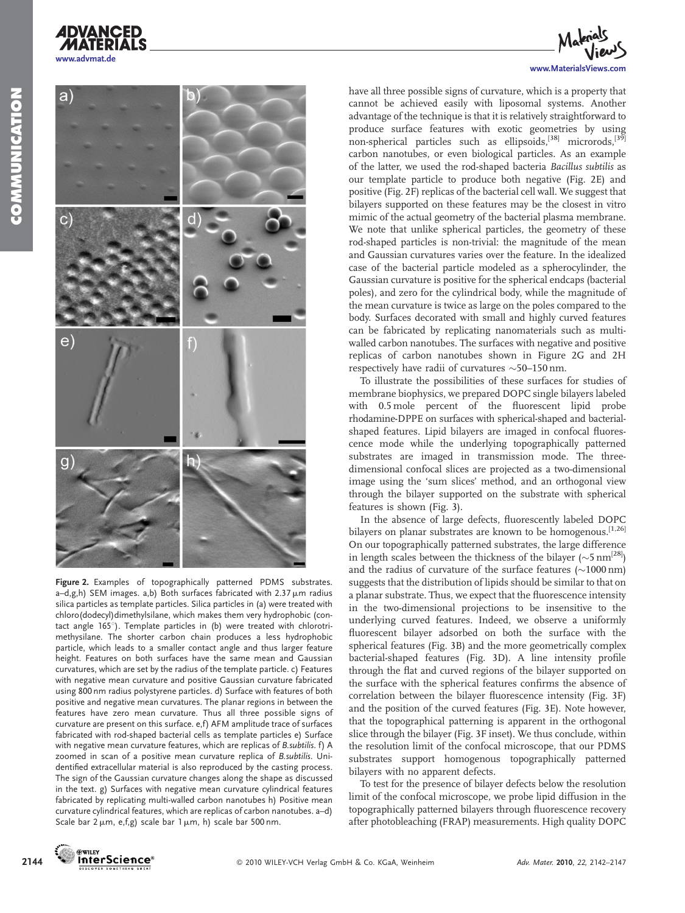Figure 2. Examples of topographically patterned PDMS substrates. a–d,g,h) SEM images. a,b) Both surfaces fabricated with 2.37 μm radius silica particles as template particles. Silica particles in (a) were treated with chloro(dodecyl)dimethylsilane, which makes them very hydrophobic (contact angle 165°). Template particles in (b) were treated with chlorotrimethylsilane. The shorter carbon chain produces a less hydrophobic particle, which leads to a smaller contact angle and thus larger feature height. Features on both surfaces have the same mean and Gaussian curvatures, which are set by the radius of the template particle. c) Features with negative mean curvature and positive Gaussian curvature fabricated using 800 nm radius polystyrene particles. d) Surface with features of both positive and negative mean curvatures. The planar regions in between the features have zero mean curvature. Thus all three possible signs of curvature are present on this surface. e,f) AFM amplitude trace of surfaces fabricated with rod-shaped bacterial cells as template particles e) Surface with negative mean curvature features, which are replicas of *B.subtilis*. f) A zoomed in scan of a positive mean curvature replica of *B.subtilis*. Unidentified extracellular material is also reproduced by the casting process. The sign of the Gaussian curvature changes along the shape as discussed in the text. g) Surfaces with negative mean curvature cylindrical features fabricated by replicating multi-walled carbon nanotubes h) Positive mean curvature cylindrical features, which are replicas of carbon nanotubes. a–d) Scale bar 2 μm, e,f,g) scale bar 1 μm, h) scale bar 500 nm.

have all three possible signs of curvature, which is a property that cannot be achieved easily with liposomal systems. Another advantage of the technique is that it is relatively straightforward to produce surface features with exotic geometries by using non-spherical particles such as ellipsoids,[38] microrods,[39] carbon nanotubes, or even biological particles. As an example of the latter, we used the rod-shaped bacteria *Bacillus subtilis* as our template particle to produce both negative (Fig. 2E) and positive (Fig. 2F) replicas of the bacterial cell wall. We suggest that bilayers supported on these features may be the closest in vitro mimic of the actual geometry of the bacterial plasma membrane. We note that unlike spherical particles, the geometry of these rod-shaped particles is non-trivial: the magnitude of the mean and Gaussian curvatures varies over the feature. In the idealized case of the bacterial particle modeled as a spherocylinder, the Gaussian curvature is positive for the spherical endcaps (bacterial poles), and zero for the cylindrical body, while the magnitude of the mean curvature is twice as large on the poles compared to the body. Surfaces decorated with small and highly curved features can be fabricated by replicating nanomaterials such as multi-walled carbon nanotubes. The surfaces with negative and positive replicas of carbon nanotubes shown in Figure 2G and 2H respectively have radii of curvatures ~50–150 nm.

To illustrate the possibilities of these surfaces for studies of membrane biophysics, we prepared DOPC single bilayers labeled with 0.5 mole percent of the fluorescent lipid probe rhodamine-DPPE on surfaces with spherical-shaped and bacterial-shaped features. Lipid bilayers are imaged in confocal fluorescence mode while the underlying topographically patterned substrates are imaged in transmission mode. The three-dimensional confocal slices are projected as a two-dimensional image using the 'sum slices' method, and an orthogonal view through the bilayer supported on the substrate with spherical features is shown (Fig. 3).

In the absence of large defects, fluorescently labeled DOPC bilayers on planar substrates are known to be homogenous.[1,26] On our topographically patterned substrates, the large difference in length scales between the thickness of the bilayer (~5 nm[28]) and the radius of curvature of the surface features (~1000 nm) suggests that the distribution of lipids should be similar to that on a planar substrate. Thus, we expect that the fluorescence intensity in the two-dimensional projections to be insensitive to the underlying curved features. Indeed, we observe a uniformly fluorescent bilayer adsorbed on both the surface with the spherical features (Fig. 3B) and the more geometrically complex bacterial-shaped features (Fig. 3D). A line intensity profile through the flat and curved regions of the bilayer supported on the surface with the spherical features confirms the absence of correlation between the bilayer fluorescence intensity (Fig. 3F) and the position of the curved features (Fig. 3E). Note however, that the topographical patterning is apparent in the orthogonal slice through the bilayer (Fig. 3F inset). We thus conclude, within the resolution limit of the confocal microscope, that our PDMS substrates support homogenous topographically patterned bilayers with no apparent defects.

To test for the presence of bilayer defects below the resolution limit of the confocal microscope, we probe lipid diffusion in the topographically patterned bilayers through fluorescence recovery after photobleaching (FRAP) measurements. High quality DOPC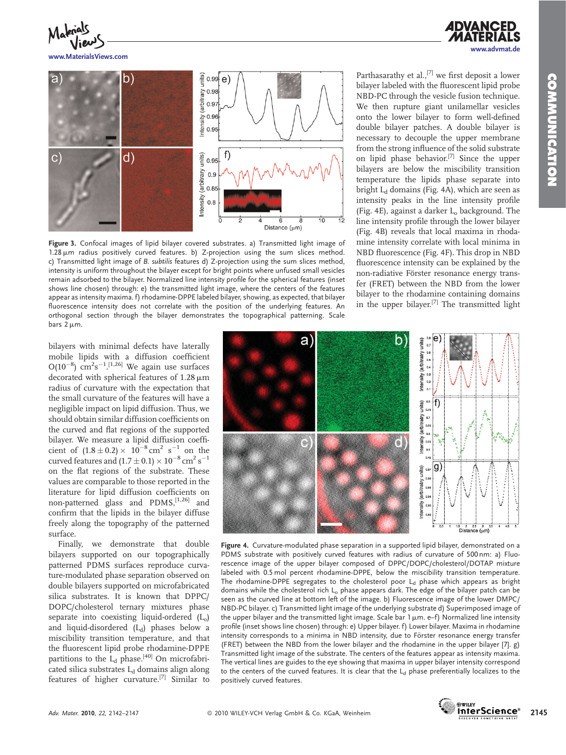**Figure 3.** Confocal images of lipid bilayer covered substrates. a) Transmitted light image of 1.28 μm radius positively curved features. b) Z-projection using the sum slices method. c) Transmitted light image of *B. subtilis* features d) Z-projection using the sum slices method, intensity is uniform throughout the bilayer except for bright points where unfused small vesicles remain adsorbed to the bilayer. Normalized line intensity profile for the spherical features (inset shows line chosen) through: e) the transmitted light image, where the centers of the features appear as intensity maxima. f) rhodamine-DPPE labeled bilayer, showing, as expected, that bilayer fluorescence intensity does not correlate with the position of the underlying features. An orthogonal section through the bilayer demonstrates the topographical patterning. Scale bars 2 μm.

bilayers with minimal defects have laterally mobile lipids with a diffusion coefficient $O(10^{-8})$ $cm^2s^{-1}$.[1,26] We again use surfaces decorated with spherical features of 1.28 μm radius of curvature with the expectation that the small curvature of the features will have a negligible impact on lipid diffusion. Thus, we should obtain similar diffusion coefficients on the curved and flat regions of the supported bilayer. We measure a lipid diffusion coefficient of $(1.8 \pm 0.2) \times 10^{-8}$ $cm^2$ $s^{-1}$ on the curved features and $(1.7 \pm 0.1) \times 10^{-8}$ $cm^2$ $s^{-1}$ on the flat regions of the substrate. These values are comparable to those reported in the literature for lipid diffusion coefficients on non-patterned glass and PDMS,[1,26] and confirm that the lipids in the bilayer diffuse freely along the topography of the patterned surface.

Finally, we demonstrate that double bilayers supported on our topographically patterned PDMS surfaces reproduce curvature-modulated phase separation observed on double bilayers supported on microfabricated silica substrates. It is known that DPPC/DOPC/cholesterol ternary mixtures phase separate into coexisting liquid-ordered ($L_o$) and liquid-disordered ($L_d$) phases below a miscibility transition temperature, and that the fluorescent lipid probe rhodamine-DPPE partitions to the $L_d$ phase.[40] On microfabricated silica substrates $L_d$ domains align along features of higher curvature.[7] Similar to Parthasarathy et al.,[7] we first deposit a lower bilayer labeled with the fluorescent lipid probe NBD-PC through the vesicle fusion technique. We then rupture giant unilamellar vesicles onto the lower bilayer to form well-defined double bilayer patches. A double bilayer is necessary to decouple the upper membrane from the strong influence of the solid substrate on lipid phase behavior.[7] Since the upper bilayers are below the miscibility transition temperature the lipids phase separate into bright $L_d$ domains (Fig. 4A), which are seen as intensity peaks in the line intensity profile (Fig. 4E), against a darker $L_o$ background. The line intensity profile through the lower bilayer (Fig. 4B) reveals that local maxima in rhodamine intensity correlate with local minima in NBD fluorescence (Fig. 4F). This drop in NBD fluorescence intensity can be explained by the non-radiative Förster resonance energy transfer (FRET) between the NBD from the lower bilayer to the rhodamine containing domains in the upper bilayer.[7] The transmitted light

**Figure 4.** Curvature-modulated phase separation in a supported lipid bilayer, demonstrated on a PDMS substrate with positively curved features with radius of curvature of 500 nm: a) Fluorescence image of the upper bilayer composed of DPPC/DOPC/cholesterol/DOTAP mixture labeled with 0.5 mol percent rhodamine-DPPE, below the miscibility transition temperature. The rhodamine-DPPE segregates to the cholesterol poor $L_d$ phase which appears as bright domains while the cholesterol rich $L_o$ phase appears dark. The edge of the bilayer patch can be seen as the curved line at bottom left of the image. b) Fluorescence image of the lower DMPC/NBD-PC bilayer. c) Transmitted light image of the underlying substrate d) Superimposed image of the upper bilayer and the transmitted light image. Scale bar 1 μm. e–f) Normalized line intensity profile (inset shows line chosen) through: e) Upper bilayer. f) Lower bilayer. Maxima in rhodamine intensity corresponds to a minima in NBD intensity, due to Förster resonance energy transfer (FRET) between the NBD from the lower bilayer and the rhodamine in the upper bilayer [7]. g) Transmitted light image of the substrate. The centers of the features appear as intensity maxima. The vertical lines are guides to the eye showing that maxima in upper bilayer intensity correspond to the centers of the curved features. It is clear that the $L_d$ phase preferentially localizes to the positively curved features.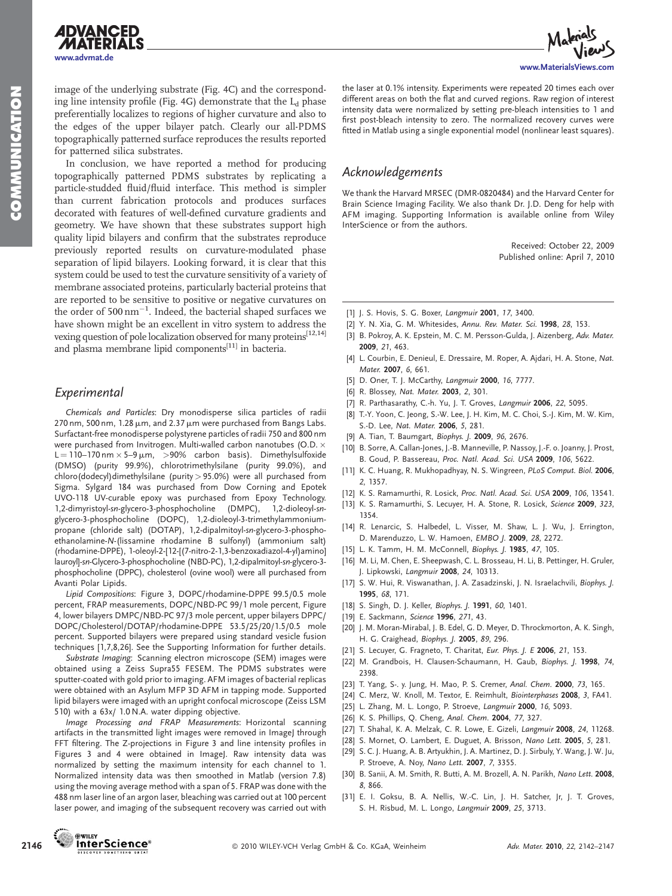image of the underlying substrate (Fig. 4C) and the corresponding line intensity profile (Fig. 4G) demonstrate that the $L_d$ phase preferentially localizes to regions of higher curvature and also to the edges of the upper bilayer patch. Clearly our all-PDMS topographically patterned surface reproduces the results reported for patterned silica substrates.

In conclusion, we have reported a method for producing topographically patterned PDMS substrates by replicating a particle-studded fluid/fluid interface. This method is simpler than current fabrication protocols and produces surfaces decorated with features of well-defined curvature gradients and geometry. We have shown that these substrates support high quality lipid bilayers and confirm that the substrates reproduce previously reported results on curvature-modulated phase separation of lipid bilayers. Looking forward, it is clear that this system could be used to test the curvature sensitivity of a variety of membrane associated proteins, particularly bacterial proteins that are reported to be sensitive to positive or negative curvatures on the order of 500 $nm^{-1}$. Indeed, the bacterial shaped surfaces we have shown might be an excellent in vitro system to address the vexing question of pole localization observed for many proteins[12,14] and plasma membrane lipid components[11] in bacteria.

## Experimental

*Chemicals and Particles*: Dry monodisperse silica particles of radii 270 nm, 500 nm, 1.28 μm, and 2.37 μm were purchased from Bangs Labs. Surfactant-free monodisperse polystyrene particles of radii 750 and 800 nm were purchased from Invitrogen. Multi-walled carbon nanotubes (O.D. × L = 110–170 nm × 5–9 μm, >90% carbon basis). Dimethylsulfoxide (DMSO) (purity 99.9%), chlorotrimethylsilane (purity 99.0%), and chloro(dodecyl)dimethylsilane (purity > 95.0%) were all purchased from Sigma. Sylgard 184 was purchased from Dow Corning and Epotek UVO-118 UV-curable epoxy was purchased from Epoxy Technology. 1,2-dimyristoyl-*sn*-glycero-3-phosphocholine (DMPC), 1,2-dioleoyl-*sn*-glycero-3-phosphocholine (DOPC), 1,2-dioleoyl-3-trimethylammonium-propane (chloride salt) (DOTAP), 1,2-dipalmitoyl-*sn*-glycero-3-phosphoethanolamine-*N*-(lissamine rhodamine B sulfonyl) (ammonium salt) (rhodamine-DPPE), 1-oleoyl-2-[12-[(7-nitro-2-1,3-benzoxadiazol-4-yl)amino] lauroyl]-*sn*-Glycero-3-phosphocholine (NBD-PC), 1,2-dipalmitoyl-*sn*-glycero-3-phosphocholine (DPPC), cholesterol (ovine wool) were all purchased from Avanti Polar Lipids.

*Lipid Compositions*: Figure 3, DOPC/rhodamine-DPPE 99.5/0.5 mole percent, FRAP measurements, DOPC/NBD-PC 99/1 mole percent, Figure 4, lower bilayers DMPC/NBD-PC 97/3 mole percent, upper bilayers DPPC/DOPC/Cholesterol/DOTAP/rhodamine-DPPE 53.5/25/20/1.5/0.5 mole percent. Supported bilayers were prepared using standard vesicle fusion techniques [1,7,8,26]. See the Supporting Information for further details.

*Substrate Imaging*: Scanning electron microscope (SEM) images were obtained using a Zeiss Supra55 FESEM. The PDMS substrates were sputter-coated with gold prior to imaging. AFM images of bacterial replicas were obtained with an Asylum MFP 3D AFM in tapping mode. Supported lipid bilayers were imaged with an upright confocal microscope (Zeiss LSM 510) with a 63x/ 1.0 N.A. water dipping objective.

*Image Processing and FRAP Measurements*: Horizontal scanning artifacts in the transmitted light images were removed in ImageJ through FFT filtering. The Z-projections in Figure 3 and line intensity profiles in Figures 3 and 4 were obtained in ImageJ. Raw intensity data was normalized by setting the maximum intensity for each channel to 1. Normalized intensity data was then smoothed in Matlab (version 7.8) using the moving average method with a span of 5. FRAP was done with the 488 nm laser line of an argon laser, bleaching was carried out at 100 percent laser power, and imaging of the subsequent recovery was carried out with the laser at 0.1% intensity. Experiments were repeated 20 times each over different areas on both the flat and curved regions. Raw region of interest intensity data were normalized by setting pre-bleach intensities to 1 and first post-bleach intensity to zero. The normalized recovery curves were fitted in Matlab using a single exponential model (nonlinear least squares).

## Acknowledgements

We thank the Harvard MRSEC (DMR-0820484) and the Harvard Center for Brain Science Imaging Facility. We also thank Dr. J.D. Deng for help with AFM imaging. Supporting Information is available online from Wiley InterScience or from the authors.

Received: October 22, 2009
Published online: April 7, 2010

[1] J. S. Hovis, S. G. Boxer, *Langmuir* **2001**, *17*, 3400.
[2] Y. N. Xia, G. M. Whitesides, *Annu. Rev. Mater. Sci.* **1998**, *28*, 153.
[3] B. Pokroy, A. K. Epstein, M. C. M. Persson-Gulda, J. Aizenberg, *Adv. Mater.* **2009**, *21*, 463.
[4] L. Courbin, E. Denieul, E. Dressaire, M. Roper, A. Ajdari, H. A. Stone, *Nat. Mater.* **2007**, *6*, 661.
[5] D. Oner, T. J. McCarthy, *Langmuir* **2000**, *16*, 7777.
[6] R. Blossey, *Nat. Mater.* **2003**, *2*, 301.
[7] R. Parthasarathy, C.-h. Yu, J. T. Groves, *Langmuir* **2006**, *22*, 5095.
[8] T.-Y. Yoon, C. Jeong, S.-W. Lee, J. H. Kim, M. C. Choi, S.-J. Kim, M. W. Kim, S.-D. Lee, *Nat. Mater.* **2006**, *5*, 281.
[9] A. Tian, T. Baumgart, *Biophys. J.* **2009**, *96*, 2676.
[10] B. Sorre, A. Callan-Jones, J.-B. Manneville, P. Nassoy, J.-F. o. Joanny, J. Prost, B. Goud, P. Bassereau, *Proc. Natl. Acad. Sci. USA* **2009**, *106*, 5622.
[11] K. C. Huang, R. Mukhopadhyay, N. S. Wingreen, *PLoS Comput. Biol.* **2006**, *2*, 1357.
[12] K. S. Ramamurthi, R. Losick, *Proc. Natl. Acad. Sci. USA* **2009**, *106*, 13541.
[13] K. S. Ramamurthi, S. Lecuyer, H. A. Stone, R. Losick, *Science* **2009**, *323*, 1354.
[14] R. Lenarcic, S. Halbedel, L. Visser, M. Shaw, L. J. Wu, J. Errington, D. Marenduzzo, L. W. Hamoen, *EMBO J.* **2009**, *28*, 2272.
[15] L. K. Tamm, H. M. McConnell, *Biophys. J.* **1985**, *47*, 105.
[16] M. Li, M. Chen, E. Sheepwash, C. L. Brosseau, H. Li, B. Pettinger, H. Gruler, J. Lipkowski, *Langmuir* **2008**, *24*, 10313.
[17] S. W. Hui, R. Viswanathan, J. A. Zasadzinski, J. N. Israelachvili, *Biophys. J.* **1995**, *68*, 171.
[18] S. Singh, D. J. Keller, *Biophys. J.* **1991**, *60*, 1401.
[19] E. Sackmann, *Science* **1996**, *271*, 43.
[20] J. M. Moran-Mirabal, J. B. Edel, G. D. Meyer, D. Throckmorton, A. K. Singh, H. G. Craighead, *Biophys. J.* **2005**, *89*, 296.
[21] S. Lecuyer, G. Fragneto, T. Charitat, *Eur. Phys. J. E* **2006**, *21*, 153.
[22] M. Grandbois, H. Clausen-Schaumann, H. Gaub, *Biophys. J.* **1998**, *74*, 2398.
[23] T. Yang, S.-. y. Jung, H. Mao, P. S. Cremer, *Anal. Chem.* **2000**, *73*, 165.
[24] C. Merz, W. Knoll, M. Textor, E. Reimhult, *Biointerphases* **2008**, *3*, FA41.
[25] L. Zhang, M. L. Longo, P. Stroeve, *Langmuir* **2000**, *16*, 5093.
[26] K. S. Phillips, Q. Cheng, *Anal. Chem.* **2004**, *77*, 327.
[27] T. Shahal, K. A. Melzak, C. R. Lowe, E. Gizeli, *Langmuir* **2008**, *24*, 11268.
[28] S. Mornet, O. Lambert, E. Duguet, A. Brisson, *Nano Lett.* **2005**, *5*, 281.
[29] S. C. J. Huang, A. B. Artyukhin, J. A. Martinez, D. J. Sirbuly, Y. Wang, J. W. Ju, P. Stroeve, A. Noy, *Nano Lett.* **2007**, *7*, 3355.
[30] B. Sanii, A. M. Smith, R. Butti, A. M. Brozell, A. N. Parikh, *Nano Lett.* **2008**, *8*, 866.
[31] E. I. Goksu, B. A. Nellis, W.-C. Lin, J. H. Satcher, Jr, J. T. Groves, S. H. Risbud, M. L. Longo, *Langmuir* **2009**, *25*, 3713.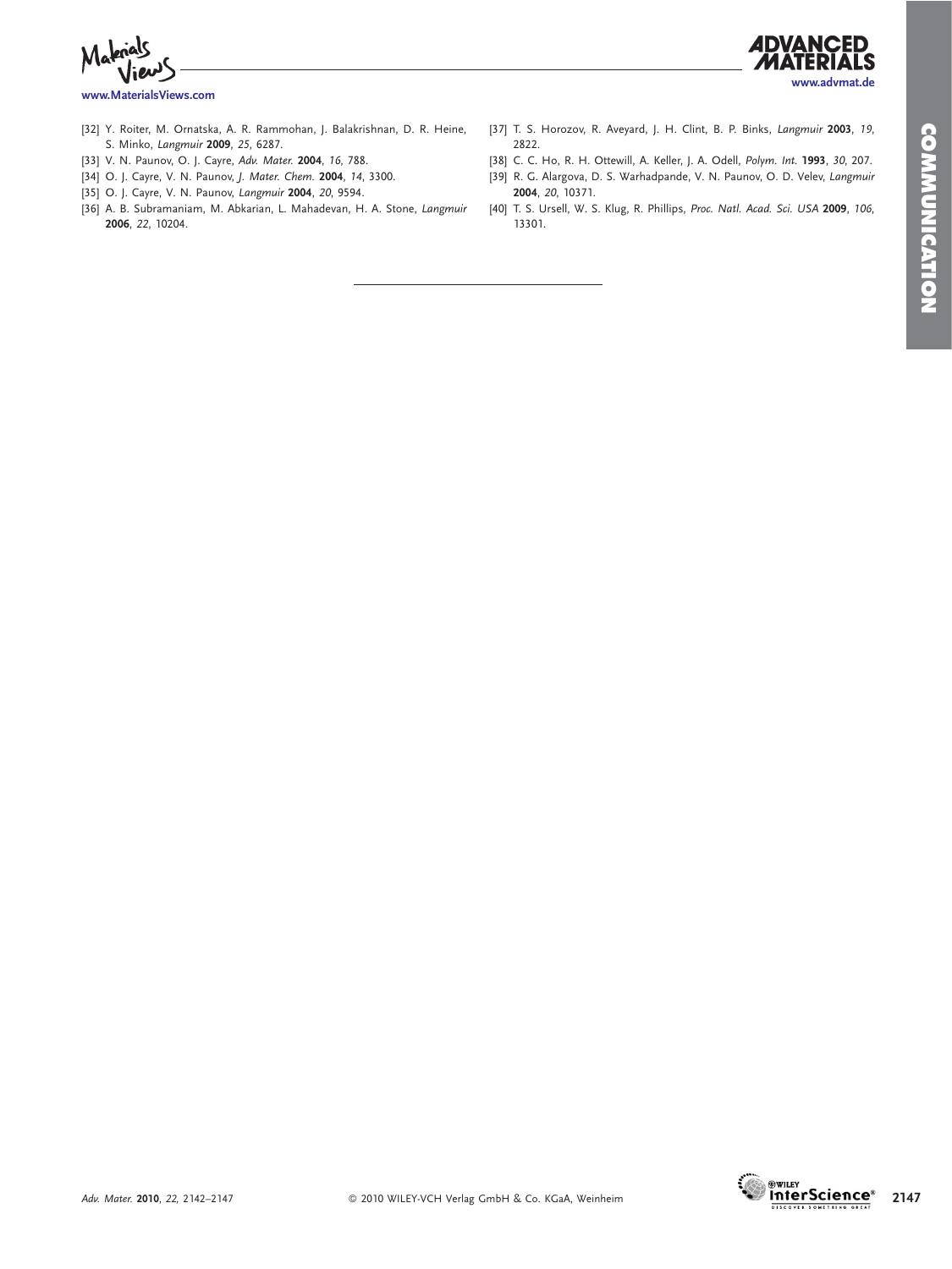[32] Y. Roiter, M. Ornatska, A. R. Rammohan, J. Balakrishnan, D. R. Heine, S. Minko, *Langmuir* **2009**, *25*, 6287.

[33] V. N. Paunov, O. J. Cayre, *Adv. Mater.* **2004**, *16*, 788.

[34] O. J. Cayre, V. N. Paunov, *J. Mater. Chem.* **2004**, *14*, 3300.

[35] O. J. Cayre, V. N. Paunov, *Langmuir* **2004**, *20*, 9594.

[36] A. B. Subramaniam, M. Abkarian, L. Mahadevan, H. A. Stone, *Langmuir* **2006**, *22*, 10204.

[37] T. S. Horozov, R. Aveyard, J. H. Clint, B. P. Binks, *Langmuir* **2003**, *19*, 2822.

[38] C. C. Ho, R. H. Ottewill, A. Keller, J. A. Odell, *Polym. Int.* **1993**, *30*, 207.

[39] R. G. Alargova, D. S. Warhadpande, V. N. Paunov, O. D. Velev, *Langmuir* **2004**, *20*, 10371.

[40] T. S. Ursell, W. S. Klug, R. Phillips, *Proc. Natl. Acad. Sci. USA* **2009**, *106*, 13301.